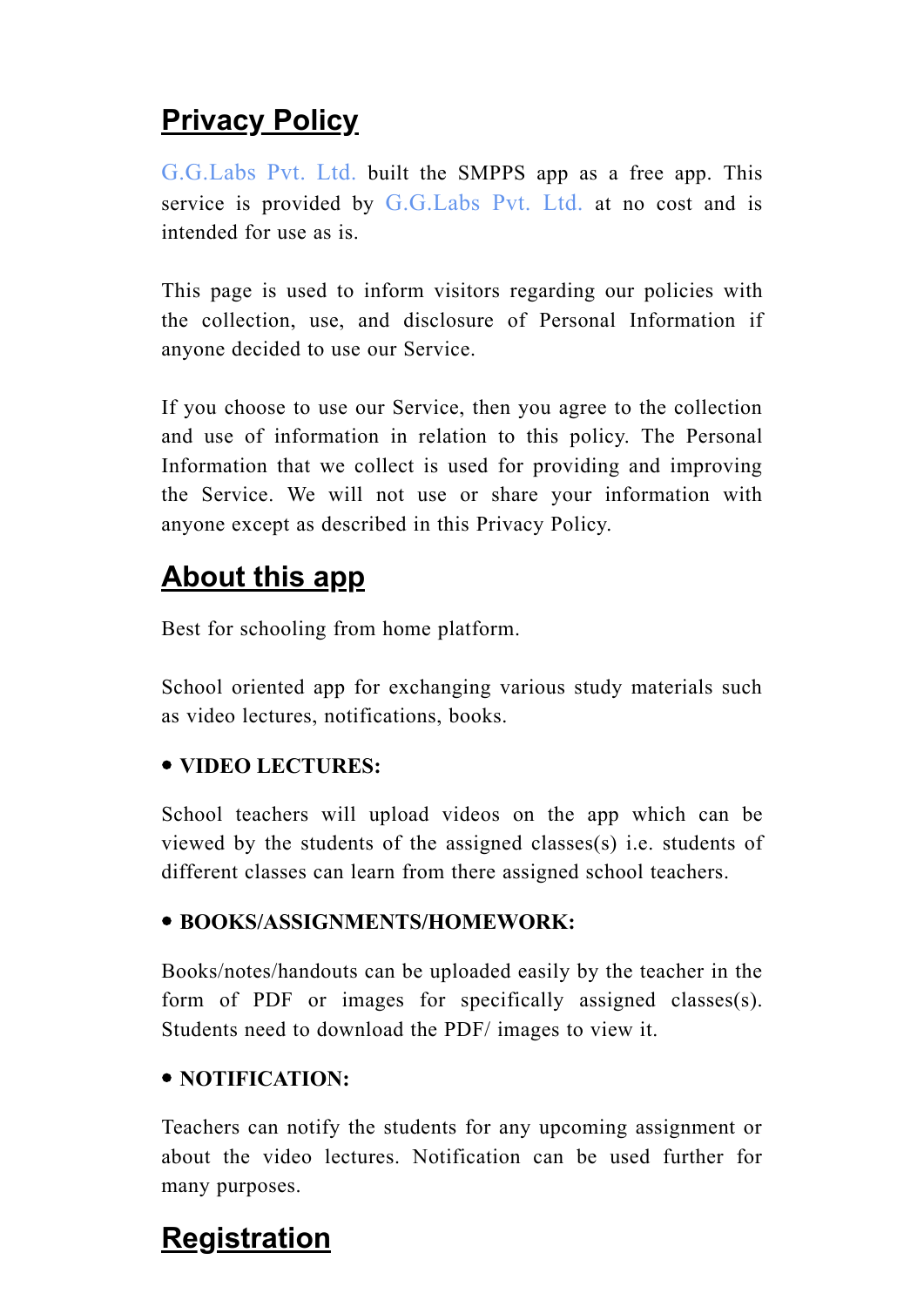## Privacy Policy

G.G.Labs Pvt. Ltd. built the SMPPS app as a free app. This service is provided by G.G.Labs Pvt. Ltd. at no cost and is intended for use as is.

This page is used to inform visitors regarding our policies with the collection, use, and disclosure of Personal Information if anyone decided to use our Service.

If you choose to use our Service, then you agree to the collection and use of information in relation to this policy. The Personal Information that we collect is used for providing and improving the Service. We will not use or share your information with anyone except as described in this Privacy Policy.

## About this app

Best for schooling from home platform.

School oriented app for exchanging various study materials such as video lectures, notifications, books.

- **VIDEO LECTURES:**

School teachers will upload videos on the app which can be viewed by the students of the assigned classes(s) i.e. students of different classes can learn from there assigned school teachers.

- **BOOKS/ASSIGNMENTS/HOMEWORK:**

Books/notes/handouts can be uploaded easily by the teacher in the form of PDF or images for specifically assigned classes(s). Students need to download the PDF/ images to view it.

- **NOTIFICATION:**

Teachers can notify the students for any upcoming assignment or about the video lectures. Notification can be used further for many purposes.

## Registration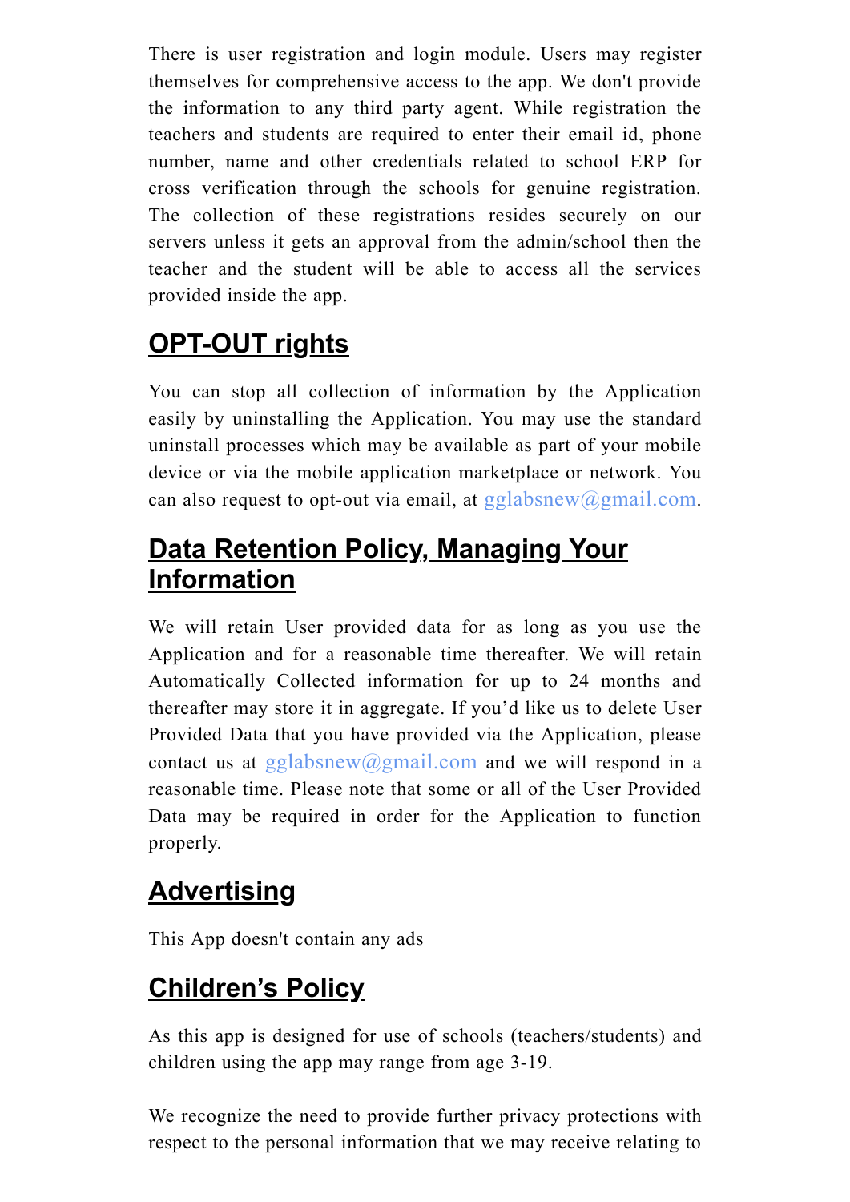There is user registration and login module. Users may register themselves for comprehensive access to the app. We don't provide the information to any third party agent. While registration the teachers and students are required to enter their email id, phone number, name and other credentials related to school ERP for cross verification through the schools for genuine registration. The collection of these registrations resides securely on our servers unless it gets an approval from the admin/school then the teacher and the student will be able to access all the services provided inside the app.

## OPT-OUT rights

You can stop all collection of information by the Application easily by uninstalling the Application. You may use the standard uninstall processes which may be available as part of your mobile device or via the mobile application marketplace or network. You can also request to opt-out via email, at gglabsnew@gmail.com.

## Data Retention Policy, Managing Your Information

We will retain User provided data for as long as you use the Application and for a reasonable time thereafter. We will retain Automatically Collected information for up to 24 months and thereafter may store it in aggregate. If you'd like us to delete User Provided Data that you have provided via the Application, please contact us at gglabsnew@gmail.com and we will respond in a reasonable time. Please note that some or all of the User Provided Data may be required in order for the Application to function properly.

## Advertising

This App doesn't contain any ads

## Children's Policy

As this app is designed for use of schools (teachers/students) and children using the app may range from age 3-19.

We recognize the need to provide further privacy protections with respect to the personal information that we may receive relating to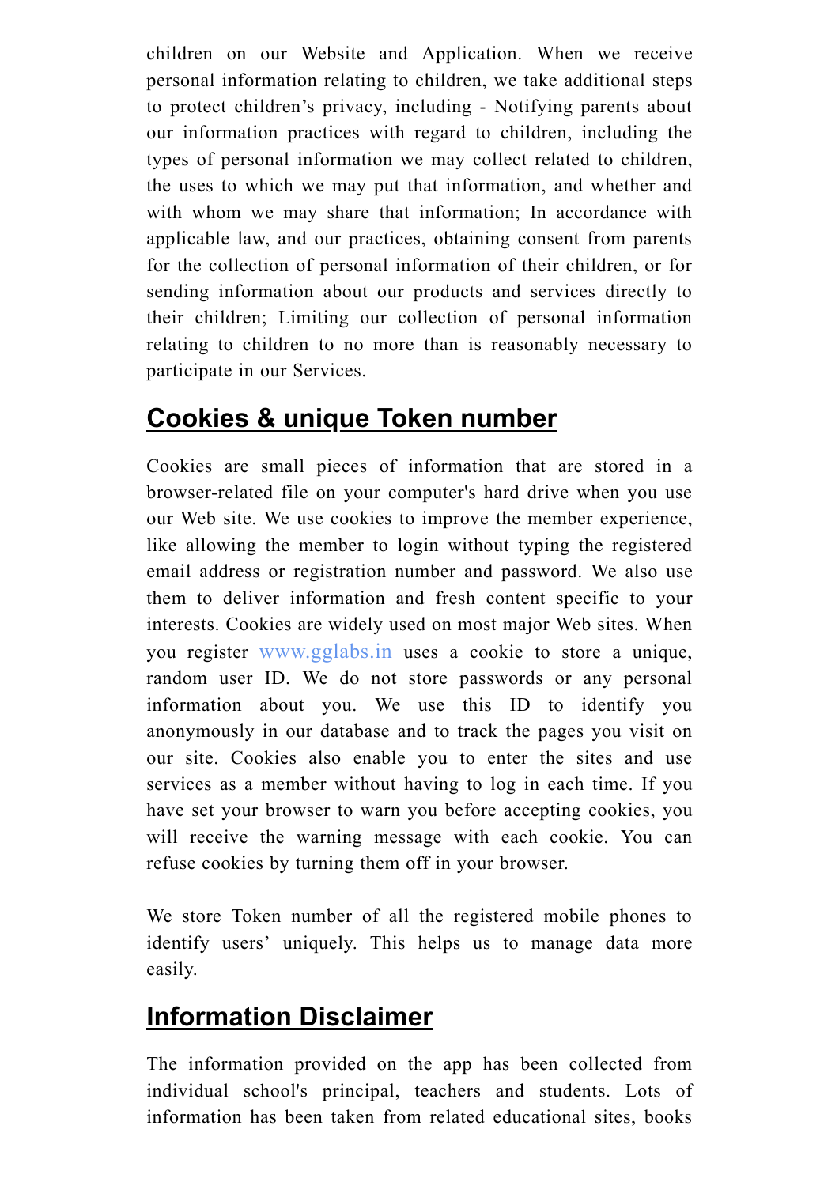children on our Website and Application. When we receive personal information relating to children, we take additional steps to protect children's privacy, including - Notifying parents about our information practices with regard to children, including the types of personal information we may collect related to children, the uses to which we may put that information, and whether and with whom we may share that information; In accordance with applicable law, and our practices, obtaining consent from parents for the collection of personal information of their children, or for sending information about our products and services directly to their children; Limiting our collection of personal information relating to children to no more than is reasonably necessary to participate in our Services.

## Cookies & unique Token number

Cookies are small pieces of information that are stored in a browser-related file on your computer's hard drive when you use our Web site. We use cookies to improve the member experience, like allowing the member to login without typing the registered email address or registration number and password. We also use them to deliver information and fresh content specific to your interests. Cookies are widely used on most major Web sites. When you register www.gglabs.in uses a cookie to store a unique, random user ID. We do not store passwords or any personal information about you. We use this ID to identify you anonymously in our database and to track the pages you visit on our site. Cookies also enable you to enter the sites and use services as a member without having to log in each time. If you have set your browser to warn you before accepting cookies, you will receive the warning message with each cookie. You can refuse cookies by turning them off in your browser.

We store Token number of all the registered mobile phones to identify users' uniquely. This helps us to manage data more easily.

## Information Disclaimer

The information provided on the app has been collected from individual school's principal, teachers and students. Lots of information has been taken from related educational sites, books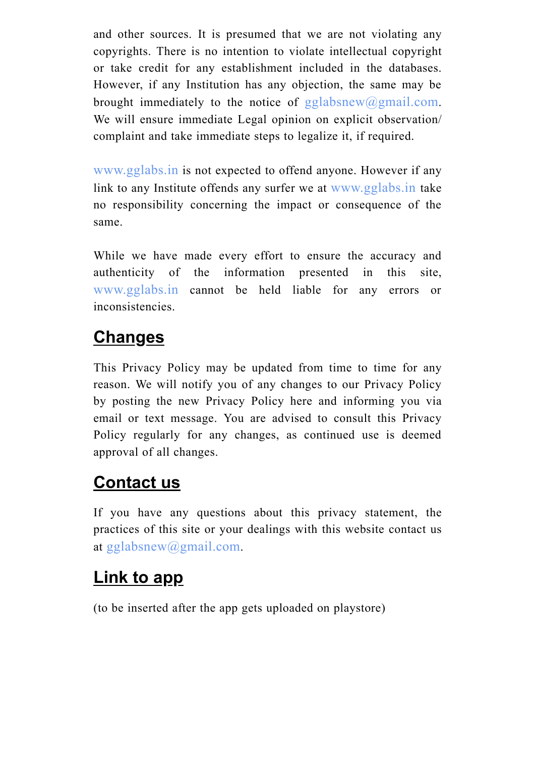and other sources. It is presumed that we are not violating any copyrights. There is no intention to violate intellectual copyright or take credit for any establishment included in the databases. However, if any Institution has any objection, the same may be brought immediately to the notice of gglabsnew@gmail.com. We will ensure immediate Legal opinion on explicit observation/ complaint and take immediate steps to legalize it, if required.

www.gglabs.in is not expected to offend anyone. However if any link to any Institute offends any surfer we at www.gglabs.in take no responsibility concerning the impact or consequence of the same.

While we have made every effort to ensure the accuracy and authenticity of the information presented in this site, www.gglabs.in cannot be held liable for any errors or inconsistencies.

## Changes

This Privacy Policy may be updated from time to time for any reason. We will notify you of any changes to our Privacy Policy by posting the new Privacy Policy here and informing you via email or text message. You are advised to consult this Privacy Policy regularly for any changes, as continued use is deemed approval of all changes.

## Contact us

If you have any questions about this privacy statement, the practices of this site or your dealings with this website contact us at gglabsnew@gmail.com.

## Link to app

(to be inserted after the app gets uploaded on playstore)